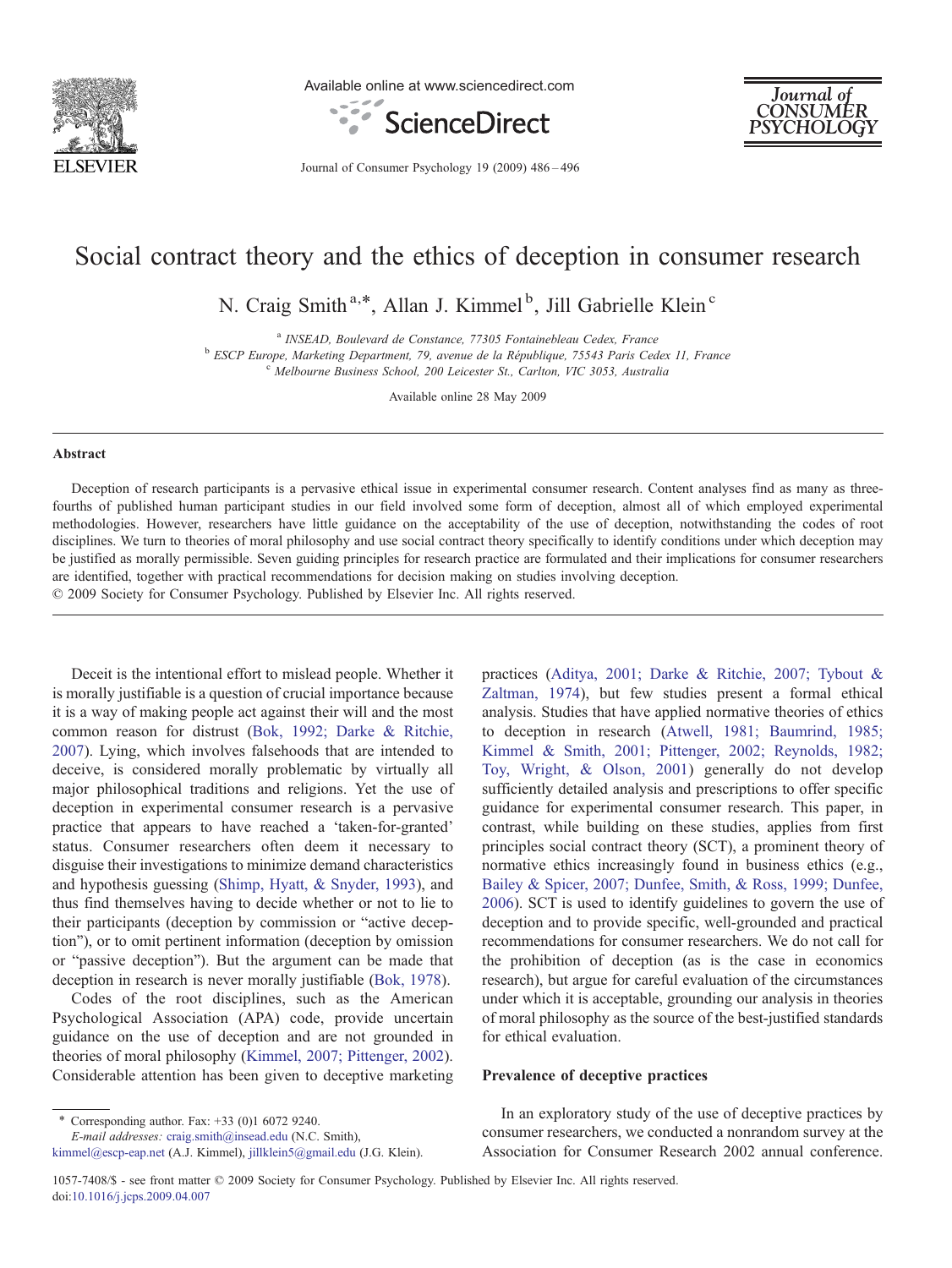# Social contract theory and the ethics of deception in consumer research

N. Craig Smith [a,*], Allan J. Kimmel [b], Jill Gabrielle Klein [c]

[a] INSEAD, Boulevard de Constance, 77305 Fontainebleau Cedex, France
[b] ESCP Europe, Marketing Department, 79, avenue de la République, 75543 Paris Cedex 11, France
[c] Melbourne Business School, 200 Leicester St., Carlton, VIC 3053, Australia

Available online 28 May 2009

## Abstract

Deception of research participants is a pervasive ethical issue in experimental consumer research. Content analyses find as many as three-fourths of published human participant studies in our field involved some form of deception, almost all of which employed experimental methodologies. However, researchers have little guidance on the acceptability of the use of deception, notwithstanding the codes of root disciplines. We turn to theories of moral philosophy and use social contract theory specifically to identify conditions under which deception may be justified as morally permissible. Seven guiding principles for research practice are formulated and their implications for consumer researchers are identified, together with practical recommendations for decision making on studies involving deception.

© 2009 Society for Consumer Psychology. Published by Elsevier Inc. All rights reserved.

Deceit is the intentional effort to mislead people. Whether it is morally justifiable is a question of crucial importance because it is a way of making people act against their will and the most common reason for distrust (Bok, 1992; Darke & Ritchie, 2007). Lying, which involves falsehoods that are intended to deceive, is considered morally problematic by virtually all major philosophical traditions and religions. Yet the use of deception in experimental consumer research is a pervasive practice that appears to have reached a 'taken-for-granted' status. Consumer researchers often deem it necessary to disguise their investigations to minimize demand characteristics and hypothesis guessing (Shimp, Hyatt, & Snyder, 1993), and thus find themselves having to decide whether or not to lie to their participants (deception by commission or "active deception"), or to omit pertinent information (deception by omission or "passive deception"). But the argument can be made that deception in research is never morally justifiable (Bok, 1978).

Codes of the root disciplines, such as the American Psychological Association (APA) code, provide uncertain guidance on the use of deception and are not grounded in theories of moral philosophy (Kimmel, 2007; Pittenger, 2002). Considerable attention has been given to deceptive marketing practices (Aditya, 2001; Darke & Ritchie, 2007; Tybout & Zaltman, 1974), but few studies present a formal ethical analysis. Studies that have applied normative theories of ethics to deception in research (Atwell, 1981; Baumrind, 1985; Kimmel & Smith, 2001; Pittenger, 2002; Reynolds, 1982; Toy, Wright, & Olson, 2001) generally do not develop sufficiently detailed analysis and prescriptions to offer specific guidance for experimental consumer research. This paper, in contrast, while building on these studies, applies from first principles social contract theory (SCT), a prominent theory of normative ethics increasingly found in business ethics (e.g., Bailey & Spicer, 2007; Dunfee, Smith, & Ross, 1999; Dunfee, 2006). SCT is used to identify guidelines to govern the use of deception and to provide specific, well-grounded and practical recommendations for consumer researchers. We do not call for the prohibition of deception (as is the case in economics research), but argue for careful evaluation of the circumstances under which it is acceptable, grounding our analysis in theories of moral philosophy as the source of the best-justified standards for ethical evaluation.

## Prevalence of deceptive practices

In an exploratory study of the use of deceptive practices by consumer researchers, we conducted a nonrandom survey at the Association for Consumer Research 2002 annual conference.

* Corresponding author. Fax: +33 (0)1 6072 9240.
E-mail addresses: craig.smith@insead.edu (N.C. Smith), kimmel@escp-eap.net (A.J. Kimmel), jillklein5@gmail.edu (J.G. Klein).

1057-7408/$ - see front matter © 2009 Society for Consumer Psychology. Published by Elsevier Inc. All rights reserved.
doi:10.1016/j.jcps.2009.04.007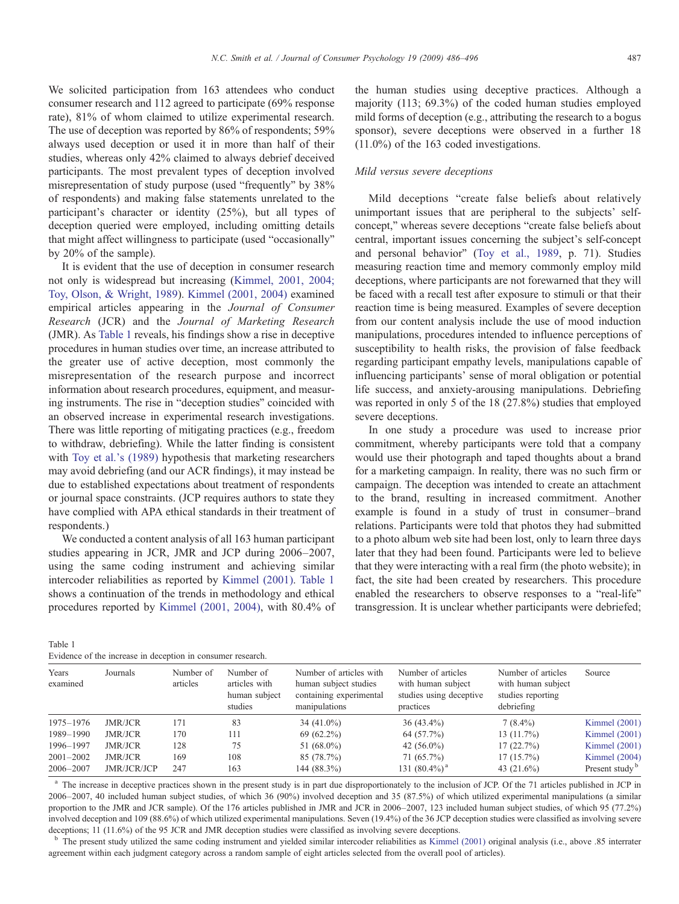We solicited participation from 163 attendees who conduct consumer research and 112 agreed to participate (69% response rate), 81% of whom claimed to utilize experimental research. The use of deception was reported by 86% of respondents; 59% always used deception or used it in more than half of their studies, whereas only 42% claimed to always debrief deceived participants. The most prevalent types of deception involved misrepresentation of study purpose (used "frequently" by 38% of respondents) and making false statements unrelated to the participant's character or identity (25%), but all types of deception queried were employed, including omitting details that might affect willingness to participate (used "occasionally" by 20% of the sample).

It is evident that the use of deception in consumer research not only is widespread but increasing (Kimmel, 2001, 2004; Toy, Olson, & Wright, 1989). Kimmel (2001, 2004) examined empirical articles appearing in the *Journal of Consumer Research* (JCR) and the *Journal of Marketing Research* (JMR). As Table 1 reveals, his findings show a rise in deceptive procedures in human studies over time, an increase attributed to the greater use of active deception, most commonly the misrepresentation of the research purpose and incorrect information about research procedures, equipment, and measuring instruments. The rise in "deception studies" coincided with an observed increase in experimental research investigations. There was little reporting of mitigating practices (e.g., freedom to withdraw, debriefing). While the latter finding is consistent with Toy et al.'s (1989) hypothesis that marketing researchers may avoid debriefing (and our ACR findings), it may instead be due to established expectations about treatment of respondents or journal space constraints. (JCP requires authors to state they have complied with APA ethical standards in their treatment of respondents.)

We conducted a content analysis of all 163 human participant studies appearing in JCR, JMR and JCP during 2006–2007, using the same coding instrument and achieving similar intercoder reliabilities as reported by Kimmel (2001). Table 1 shows a continuation of the trends in methodology and ethical procedures reported by Kimmel (2001, 2004), with 80.4% of the human studies using deceptive practices. Although a majority (113; 69.3%) of the coded human studies employed mild forms of deception (e.g., attributing the research to a bogus sponsor), severe deceptions were observed in a further 18 (11.0%) of the 163 coded investigations.

### Mild versus severe deceptions

Mild deceptions "create false beliefs about relatively unimportant issues that are peripheral to the subjects' self-concept," whereas severe deceptions "create false beliefs about central, important issues concerning the subject's self-concept and personal behavior" (Toy et al., 1989, p. 71). Studies measuring reaction time and memory commonly employ mild deceptions, where participants are not forewarned that they will be faced with a recall test after exposure to stimuli or that their reaction time is being measured. Examples of severe deception from our content analysis include the use of mood induction manipulations, procedures intended to influence perceptions of susceptibility to health risks, the provision of false feedback regarding participant empathy levels, manipulations capable of influencing participants' sense of moral obligation or potential life success, and anxiety-arousing manipulations. Debriefing was reported in only 5 of the 18 (27.8%) studies that employed severe deceptions.

In one study a procedure was used to increase prior commitment, whereby participants were told that a company would use their photograph and taped thoughts about a brand for a marketing campaign. In reality, there was no such firm or campaign. The deception was intended to create an attachment to the brand, resulting in increased commitment. Another example is found in a study of trust in consumer–brand relations. Participants were told that photos they had submitted to a photo album web site had been lost, only to learn three days later that they had been found. Participants were led to believe that they were interacting with a real firm (the photo website); in fact, the site had been created by researchers. This procedure enabled the researchers to observe responses to a "real-life" transgression. It is unclear whether participants were debriefed;

Table 1
Evidence of the increase in deception in consumer research.

| Years examined | Journals | Number of articles | Number of articles with human subject studies | Number of articles with human subject studies containing experimental manipulations | Number of articles with human subject studies using deceptive practices | Number of articles with human subject studies reporting debriefing | Source |
|---|---|---|---|---|---|---|---|
| 1975–1976 | JMR/JCR | 171 | 83 | 34 (41.0%) | 36 (43.4%) | 7 (8.4%) | Kimmel (2001) |
| 1989–1990 | JMR/JCR | 170 | 111 | 69 (62.2%) | 64 (57.7%) | 13 (11.7%) | Kimmel (2001) |
| 1996–1997 | JMR/JCR | 128 | 75 | 51 (68.0%) | 42 (56.0%) | 17 (22.7%) | Kimmel (2001) |
| 2001–2002 | JMR/JCR | 169 | 108 | 85 (78.7%) | 71 (65.7%) | 17 (15.7%) | Kimmel (2004) |
| 2006–2007 | JMR/JCR/JCP | 247 | 163 | 144 (88.3%) | 131 (80.4%) [a] | 43 (21.6%) | Present study [b] |

[a] The increase in deceptive practices shown in the present study is in part due disproportionately to the inclusion of JCP. Of the 71 articles published in JCP in 2006–2007, 40 included human subject studies, of which 36 (90%) involved deception and 35 (87.5%) of which utilized experimental manipulations (a similar proportion to the JMR and JCR sample). Of the 176 articles published in JMR and JCR in 2006–2007, 123 included human subject studies, of which 95 (77.2%) involved deception and 109 (88.6%) of which utilized experimental manipulations. Seven (19.4%) of the 36 JCP deception studies were classified as involving severe deceptions; 11 (11.6%) of the 95 JCR and JMR deception studies were classified as involving severe deceptions.

[b] The present study utilized the same coding instrument and yielded similar intercoder reliabilities as Kimmel (2001) original analysis (i.e., above .85 interrater agreement within each judgment category across a random sample of eight articles selected from the overall pool of articles).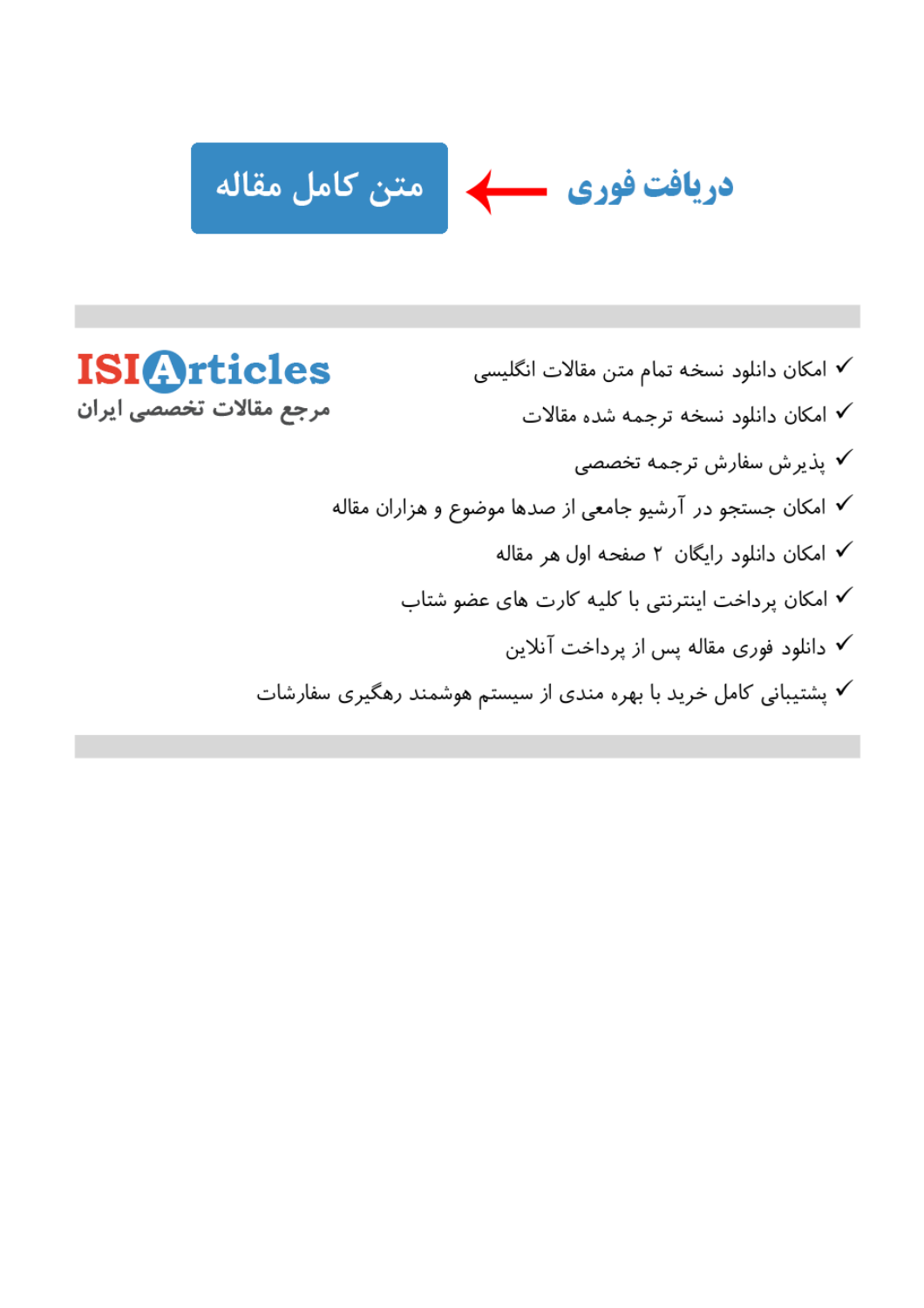دریافت فوری ← متن کامل مقاله

ISIArticles
مرجع مقالات تخصصی ایران

- ✓ امکان دانلود نسخه تمام متن مقالات انگلیسی
- ✓ امکان دانلود نسخه ترجمه شده مقالات
- ✓ پذیرش سفارش ترجمه تخصصی
- ✓ امکان جستجو در آرشیو جامعی از صدها موضوع و هزاران مقاله
- ✓ امکان دانلود رایگان ۲ صفحه اول هر مقاله
- ✓ امکان پرداخت اینترنتی با کلیه کارت های عضو شتاب
- ✓ دانلود فوری مقاله پس از پرداخت آنلاین
- ✓ پشتیبانی کامل خرید با بهره مندی از سیستم هوشمند رهگیری سفارشات